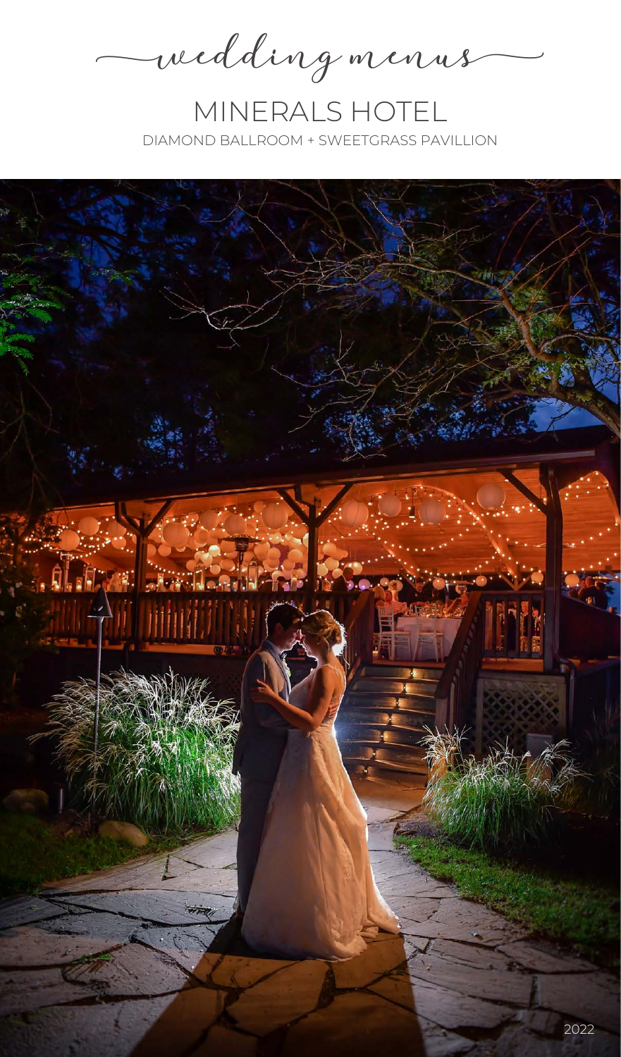*wedding menus*

# MINERALS HOTEL

DIAMOND BALLROOM + SWEETGRASS PAVILLION

2022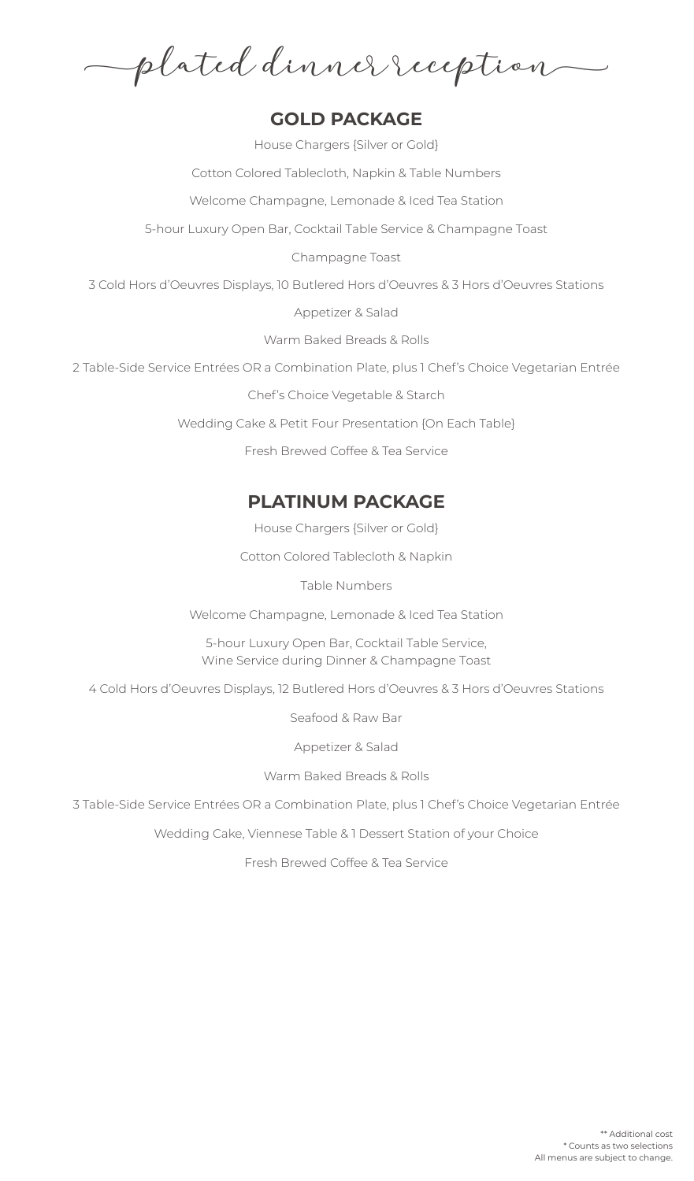# plated dinner reception

## GOLD PACKAGE

House Chargers {Silver or Gold}

Cotton Colored Tablecloth, Napkin & Table Numbers

Welcome Champagne, Lemonade & Iced Tea Station

5-hour Luxury Open Bar, Cocktail Table Service & Champagne Toast

Champagne Toast

3 Cold Hors d'Oeuvres Displays, 10 Butlered Hors d'Oeuvres & 3 Hors d'Oeuvres Stations

Appetizer & Salad

Warm Baked Breads & Rolls

2 Table-Side Service Entrées OR a Combination Plate, plus 1 Chef's Choice Vegetarian Entrée

Chef's Choice Vegetable & Starch

Wedding Cake & Petit Four Presentation {On Each Table}

Fresh Brewed Coffee & Tea Service

## PLATINUM PACKAGE

House Chargers {Silver or Gold}

Cotton Colored Tablecloth & Napkin

Table Numbers

Welcome Champagne, Lemonade & Iced Tea Station

5-hour Luxury Open Bar, Cocktail Table Service,
Wine Service during Dinner & Champagne Toast

4 Cold Hors d'Oeuvres Displays, 12 Butlered Hors d'Oeuvres & 3 Hors d'Oeuvres Stations

Seafood & Raw Bar

Appetizer & Salad

Warm Baked Breads & Rolls

3 Table-Side Service Entrées OR a Combination Plate, plus 1 Chef's Choice Vegetarian Entrée

Wedding Cake, Viennese Table & 1 Dessert Station of your Choice

Fresh Brewed Coffee & Tea Service

** Additional cost
* Counts as two selections
All menus are subject to change.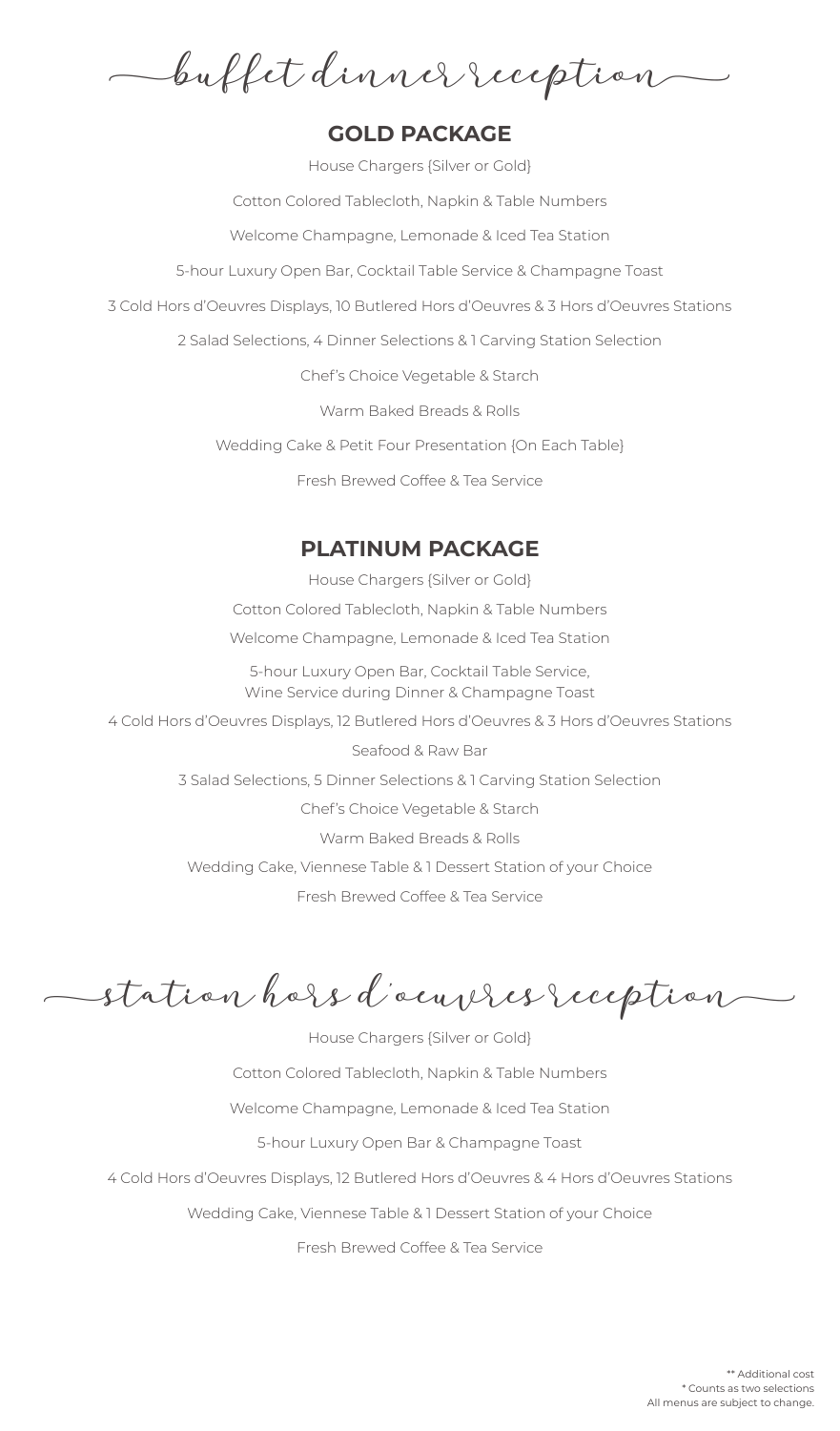# buffet dinner reception

## GOLD PACKAGE

House Chargers {Silver or Gold}

Cotton Colored Tablecloth, Napkin & Table Numbers

Welcome Champagne, Lemonade & Iced Tea Station

5-hour Luxury Open Bar, Cocktail Table Service & Champagne Toast

3 Cold Hors d'Oeuvres Displays, 10 Butlered Hors d'Oeuvres & 3 Hors d'Oeuvres Stations

2 Salad Selections, 4 Dinner Selections & 1 Carving Station Selection

Chef's Choice Vegetable & Starch

Warm Baked Breads & Rolls

Wedding Cake & Petit Four Presentation {On Each Table}

Fresh Brewed Coffee & Tea Service

## PLATINUM PACKAGE

House Chargers {Silver or Gold}

Cotton Colored Tablecloth, Napkin & Table Numbers

Welcome Champagne, Lemonade & Iced Tea Station

5-hour Luxury Open Bar, Cocktail Table Service,
Wine Service during Dinner & Champagne Toast

4 Cold Hors d'Oeuvres Displays, 12 Butlered Hors d'Oeuvres & 3 Hors d'Oeuvres Stations

Seafood & Raw Bar

3 Salad Selections, 5 Dinner Selections & 1 Carving Station Selection

Chef's Choice Vegetable & Starch

Warm Baked Breads & Rolls

Wedding Cake, Viennese Table & 1 Dessert Station of your Choice

Fresh Brewed Coffee & Tea Service

# station hors d'oeuvres reception

House Chargers {Silver or Gold}

Cotton Colored Tablecloth, Napkin & Table Numbers

Welcome Champagne, Lemonade & Iced Tea Station

5-hour Luxury Open Bar & Champagne Toast

4 Cold Hors d'Oeuvres Displays, 12 Butlered Hors d'Oeuvres & 4 Hors d'Oeuvres Stations

Wedding Cake, Viennese Table & 1 Dessert Station of your Choice

Fresh Brewed Coffee & Tea Service

** Additional cost
* Counts as two selections
All menus are subject to change.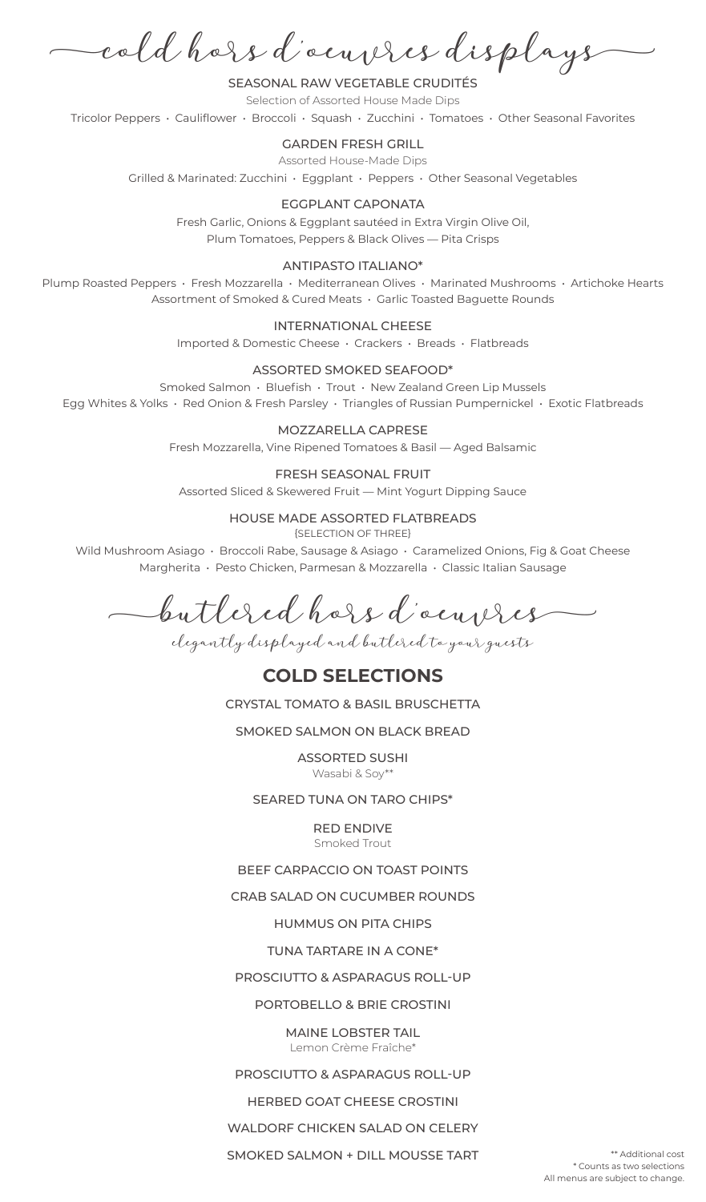# cold hors d'oeuvres displays

### SEASONAL RAW VEGETABLE CRUDITÉS

Selection of Assorted House Made Dips

Tricolor Peppers • Cauliflower • Broccoli • Squash • Zucchini • Tomatoes • Other Seasonal Favorites

### GARDEN FRESH GRILL

Assorted House-Made Dips

Grilled & Marinated: Zucchini • Eggplant • Peppers • Other Seasonal Vegetables

### EGGPLANT CAPONATA

Fresh Garlic, Onions & Eggplant sautéed in Extra Virgin Olive Oil,
Plum Tomatoes, Peppers & Black Olives — Pita Crisps

### ANTIPASTO ITALIANO*

Plump Roasted Peppers • Fresh Mozzarella • Mediterranean Olives • Marinated Mushrooms • Artichoke Hearts
Assortment of Smoked & Cured Meats • Garlic Toasted Baguette Rounds

### INTERNATIONAL CHEESE

Imported & Domestic Cheese • Crackers • Breads • Flatbreads

### ASSORTED SMOKED SEAFOOD*

Smoked Salmon • Bluefish • Trout • New Zealand Green Lip Mussels
Egg Whites & Yolks • Red Onion & Fresh Parsley • Triangles of Russian Pumpernickel • Exotic Flatbreads

### MOZZARELLA CAPRESE

Fresh Mozzarella, Vine Ripened Tomatoes & Basil — Aged Balsamic

### FRESH SEASONAL FRUIT

Assorted Sliced & Skewered Fruit — Mint Yogurt Dipping Sauce

### HOUSE MADE ASSORTED FLATBREADS

(SELECTION OF THREE)

Wild Mushroom Asiago • Broccoli Rabe, Sausage & Asiago • Caramelized Onions, Fig & Goat Cheese
Margherita • Pesto Chicken, Parmesan & Mozzarella • Classic Italian Sausage

# butlered hors d'oeuvres

*elegantly displayed and butlered to your guests*

## COLD SELECTIONS

CRYSTAL TOMATO & BASIL BRUSCHETTA

SMOKED SALMON ON BLACK BREAD

ASSORTED SUSHI
Wasabi & Soy**

SEARED TUNA ON TARO CHIPS*

RED ENDIVE
Smoked Trout

BEEF CARPACCIO ON TOAST POINTS

CRAB SALAD ON CUCUMBER ROUNDS

HUMMUS ON PITA CHIPS

TUNA TARTARE IN A CONE*

PROSCIUTTO & ASPARAGUS ROLL-UP

PORTOBELLO & BRIE CROSTINI

MAINE LOBSTER TAIL
Lemon Crème Fraîche*

PROSCIUTTO & ASPARAGUS ROLL-UP

HERBED GOAT CHEESE CROSTINI

WALDORF CHICKEN SALAD ON CELERY

SMOKED SALMON + DILL MOUSSE TART

** Additional cost
* Counts as two selections
All menus are subject to change.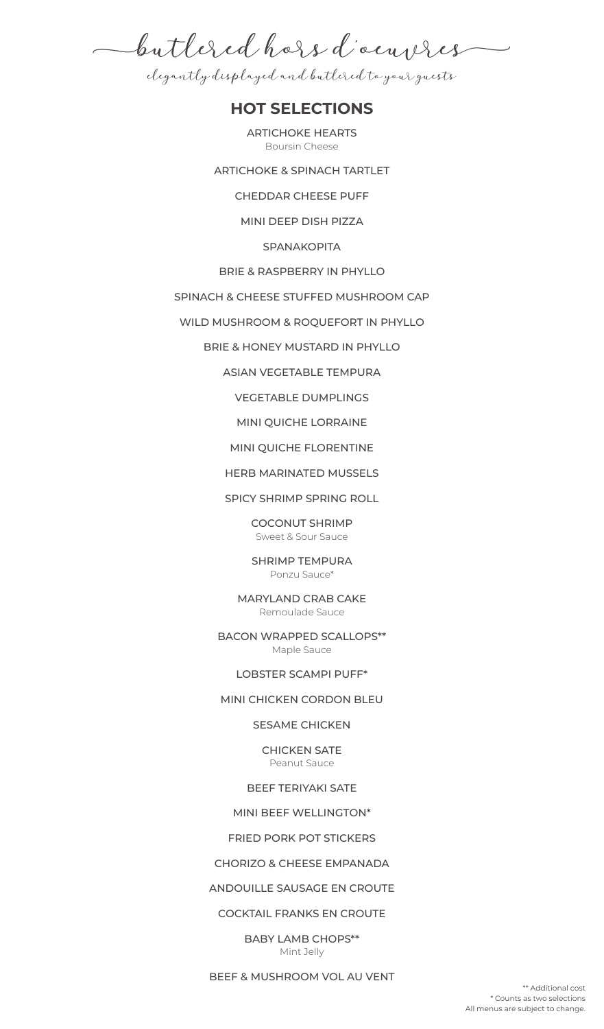# butlered hors d'oeuvres

*elegantly displayed and butlered to your guests*

## HOT SELECTIONS

ARTICHOKE HEARTS
Boursin Cheese

ARTICHOKE & SPINACH TARTLET

CHEDDAR CHEESE PUFF

MINI DEEP DISH PIZZA

SPANAKOPITA

BRIE & RASPBERRY IN PHYLLO

SPINACH & CHEESE STUFFED MUSHROOM CAP

WILD MUSHROOM & ROQUEFORT IN PHYLLO

BRIE & HONEY MUSTARD IN PHYLLO

ASIAN VEGETABLE TEMPURA

VEGETABLE DUMPLINGS

MINI QUICHE LORRAINE

MINI QUICHE FLORENTINE

HERB MARINATED MUSSELS

SPICY SHRIMP SPRING ROLL

COCONUT SHRIMP
Sweet & Sour Sauce

SHRIMP TEMPURA
Ponzu Sauce*

MARYLAND CRAB CAKE
Remoulade Sauce

BACON WRAPPED SCALLOPS**
Maple Sauce

LOBSTER SCAMPI PUFF*

MINI CHICKEN CORDON BLEU

SESAME CHICKEN

CHICKEN SATE
Peanut Sauce

BEEF TERIYAKI SATE

MINI BEEF WELLINGTON*

FRIED PORK POT STICKERS

CHORIZO & CHEESE EMPANADA

ANDOUILLE SAUSAGE EN CROUTE

COCKTAIL FRANKS EN CROUTE

BABY LAMB CHOPS**
Mint Jelly

BEEF & MUSHROOM VOL AU VENT

** Additional cost
* Counts as two selections
All menus are subject to change.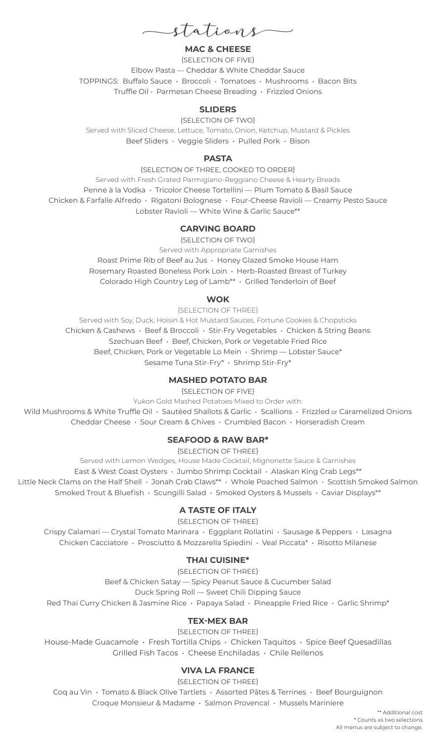# stations

## MAC & CHEESE

{SELECTION OF FIVE}

Elbow Pasta — Cheddar & White Cheddar Sauce

TOPPINGS: Buffalo Sauce • Broccoli • Tomatoes • Mushrooms • Bacon Bits

Truffle Oil • Parmesan Cheese Breading • Frizzled Onions

## SLIDERS

{SELECTION OF TWO}

Served with Sliced Cheese, Lettuce, Tomato, Onion, Ketchup, Mustard & Pickles

Beef Sliders • Veggie Sliders • Pulled Pork • Bison

## PASTA

{SELECTION OF THREE, COOKED TO ORDER}

Served with Fresh Grated Parmigiano-Reggiano Cheese & Hearty Breads

Penne à la Vodka • Tricolor Cheese Tortellini — Plum Tomato & Basil Sauce

Chicken & Farfalle Alfredo • Rigatoni Bolognese • Four-Cheese Ravioli — Creamy Pesto Sauce

Lobster Ravioli — White Wine & Garlic Sauce**

## CARVING BOARD

{SELECTION OF TWO}

Served with Appropriate Garnishes

Roast Prime Rib of Beef au Jus • Honey Glazed Smoke House Ham

Rosemary Roasted Boneless Pork Loin • Herb-Roasted Breast of Turkey

Colorado High Country Leg of Lamb** • Grilled Tenderloin of Beef

## WOK

{SELECTION OF THREE}

Served with Soy, Duck, Hoisin & Hot Mustard Sauces, Fortune Cookies & Chopsticks

Chicken & Cashews • Beef & Broccoli • Stir-Fry Vegetables • Chicken & String Beans

Szechuan Beef • Beef, Chicken, Pork or Vegetable Fried Rice

Beef, Chicken, Pork or Vegetable Lo Mein • Shrimp — Lobster Sauce*

Sesame Tuna Stir-Fry* • Shrimp Stir-Fry*

## MASHED POTATO BAR

{SELECTION OF FIVE}

Yukon Gold Mashed Potatoes Mixed to Order with:

Wild Mushrooms & White Truffle Oil • Sautéed Shallots & Garlic • Scallions • Frizzled or Caramelized Onions

Cheddar Cheese • Sour Cream & Chives • Crumbled Bacon • Horseradish Cream

## SEAFOOD & RAW BAR*

{SELECTION OF THREE}

Served with Lemon Wedges, House Made Cocktail, Mignonette Sauce & Garnishes

East & West Coast Oysters • Jumbo Shrimp Cocktail • Alaskan King Crab Legs**

Little Neck Clams on the Half Shell • Jonah Crab Claws** • Whole Poached Salmon • Scottish Smoked Salmon

Smoked Trout & Bluefish • Scungilli Salad • Smoked Oysters & Mussels • Caviar Displays**

## A TASTE OF ITALY

{SELECTION OF THREE}

Crispy Calamari — Crystal Tomato Marinara • Eggplant Rollatini • Sausage & Peppers • Lasagna

Chicken Cacciatore • Prosciutto & Mozzarella Spiedini • Veal Piccata* • Risotto Milanese

## THAI CUISINE*

{SELECTION OF THREE}

Beef & Chicken Satay — Spicy Peanut Sauce & Cucumber Salad

Duck Spring Roll — Sweet Chili Dipping Sauce

Red Thai Curry Chicken & Jasmine Rice • Papaya Salad • Pineapple Fried Rice • Garlic Shrimp*

## TEX-MEX BAR

{SELECTION OF THREE}

House-Made Guacamole • Fresh Tortilla Chips • Chicken Taquitos • Spice Beef Quesadillas

Grilled Fish Tacos • Cheese Enchiladas • Chile Rellenos

## VIVA LA FRANCE

{SELECTION OF THREE}

Coq au Vin • Tomato & Black Olive Tartlets • Assorted Pâtes & Terrines • Beef Bourguignon

Croque Monsieur & Madame • Salmon Provencal • Mussels Mariniere

** Additional cost

* Counts as two selections

All menus are subject to change.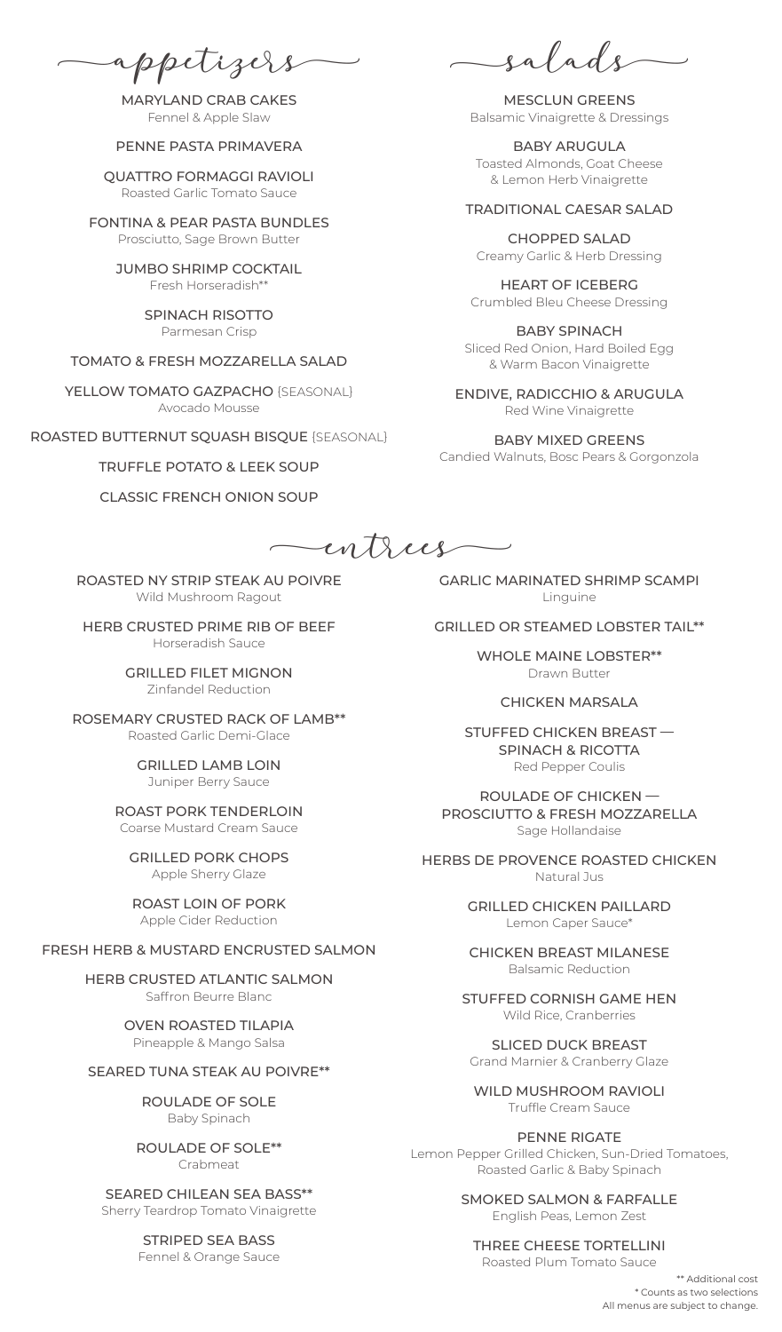## appetizers

MARYLAND CRAB CAKES
Fennel & Apple Slaw

PENNE PASTA PRIMAVERA

QUATTRO FORMAGGI RAVIOLI
Roasted Garlic Tomato Sauce

FONTINA & PEAR PASTA BUNDLES
Prosciutto, Sage Brown Butter

JUMBO SHRIMP COCKTAIL
Fresh Horseradish**

SPINACH RISOTTO
Parmesan Crisp

TOMATO & FRESH MOZZARELLA SALAD

YELLOW TOMATO GAZPACHO {SEASONAL}
Avocado Mousse

ROASTED BUTTERNUT SQUASH BISQUE {SEASONAL}

TRUFFLE POTATO & LEEK SOUP

CLASSIC FRENCH ONION SOUP

## salads

MESCLUN GREENS
Balsamic Vinaigrette & Dressings

BABY ARUGULA
Toasted Almonds, Goat Cheese & Lemon Herb Vinaigrette

TRADITIONAL CAESAR SALAD

CHOPPED SALAD
Creamy Garlic & Herb Dressing

HEART OF ICEBERG
Crumbled Bleu Cheese Dressing

BABY SPINACH
Sliced Red Onion, Hard Boiled Egg & Warm Bacon Vinaigrette

ENDIVE, RADICCHIO & ARUGULA
Red Wine Vinaigrette

BABY MIXED GREENS
Candied Walnuts, Bosc Pears & Gorgonzola

## entrees

ROASTED NY STRIP STEAK AU POIVRE
Wild Mushroom Ragout

HERB CRUSTED PRIME RIB OF BEEF
Horseradish Sauce

GRILLED FILET MIGNON
Zinfandel Reduction

ROSEMARY CRUSTED RACK OF LAMB**
Roasted Garlic Demi-Glace

GRILLED LAMB LOIN
Juniper Berry Sauce

ROAST PORK TENDERLOIN
Coarse Mustard Cream Sauce

GRILLED PORK CHOPS
Apple Sherry Glaze

ROAST LOIN OF PORK
Apple Cider Reduction

FRESH HERB & MUSTARD ENCRUSTED SALMON

HERB CRUSTED ATLANTIC SALMON
Saffron Beurre Blanc

OVEN ROASTED TILAPIA
Pineapple & Mango Salsa

SEARED TUNA STEAK AU POIVRE**

ROULADE OF SOLE
Baby Spinach

ROULADE OF SOLE**
Crabmeat

SEARED CHILEAN SEA BASS**
Sherry Teardrop Tomato Vinaigrette

STRIPED SEA BASS
Fennel & Orange Sauce

GARLIC MARINATED SHRIMP SCAMPI
Linguine

GRILLED OR STEAMED LOBSTER TAIL**

WHOLE MAINE LOBSTER**
Drawn Butter

CHICKEN MARSALA

STUFFED CHICKEN BREAST — SPINACH & RICOTTA
Red Pepper Coulis

ROULADE OF CHICKEN — PROSCIUTTO & FRESH MOZZARELLA
Sage Hollandaise

HERBS DE PROVENCE ROASTED CHICKEN
Natural Jus

GRILLED CHICKEN PAILLARD
Lemon Caper Sauce*

CHICKEN BREAST MILANESE
Balsamic Reduction

STUFFED CORNISH GAME HEN
Wild Rice, Cranberries

SLICED DUCK BREAST
Grand Marnier & Cranberry Glaze

WILD MUSHROOM RAVIOLI
Truffle Cream Sauce

PENNE RIGATE
Lemon Pepper Grilled Chicken, Sun-Dried Tomatoes, Roasted Garlic & Baby Spinach

SMOKED SALMON & FARFALLE
English Peas, Lemon Zest

THREE CHEESE TORTELLINI
Roasted Plum Tomato Sauce

** Additional cost
* Counts as two selections
All menus are subject to change.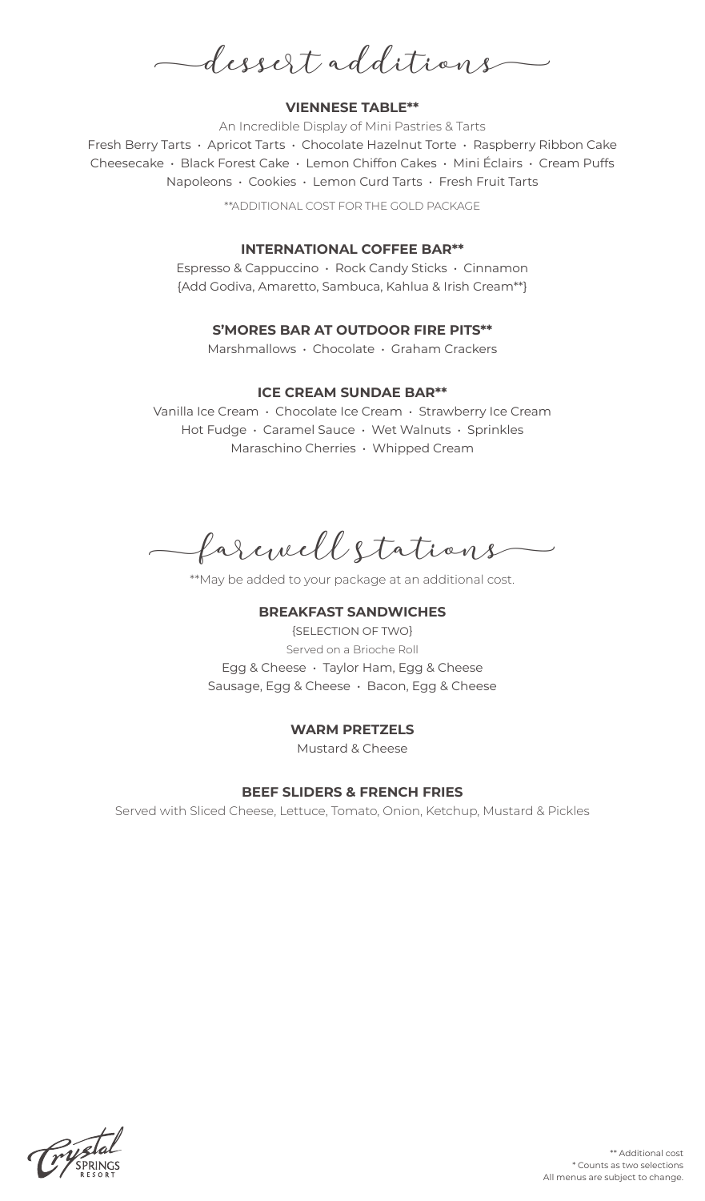# dessert additions

### VIENNESE TABLE**

An Incredible Display of Mini Pastries & Tarts

Fresh Berry Tarts • Apricot Tarts • Chocolate Hazelnut Torte • Raspberry Ribbon Cake
Cheesecake • Black Forest Cake • Lemon Chiffon Cakes • Mini Éclairs • Cream Puffs
Napoleons • Cookies • Lemon Curd Tarts • Fresh Fruit Tarts

**ADDITIONAL COST FOR THE GOLD PACKAGE

### INTERNATIONAL COFFEE BAR**

Espresso & Cappuccino • Rock Candy Sticks • Cinnamon
{Add Godiva, Amaretto, Sambuca, Kahlua & Irish Cream**}

### S'MORES BAR AT OUTDOOR FIRE PITS**

Marshmallows • Chocolate • Graham Crackers

### ICE CREAM SUNDAE BAR**

Vanilla Ice Cream • Chocolate Ice Cream • Strawberry Ice Cream
Hot Fudge • Caramel Sauce • Wet Walnuts • Sprinkles
Maraschino Cherries • Whipped Cream

# farewell stations

**May be added to your package at an additional cost.

### BREAKFAST SANDWICHES

{SELECTION OF TWO}

Served on a Brioche Roll

Egg & Cheese • Taylor Ham, Egg & Cheese
Sausage, Egg & Cheese • Bacon, Egg & Cheese

### WARM PRETZELS

Mustard & Cheese

### BEEF SLIDERS & FRENCH FRIES

Served with Sliced Cheese, Lettuce, Tomato, Onion, Ketchup, Mustard & Pickles

Crystal Springs Resort

** Additional cost
* Counts as two selections
All menus are subject to change.